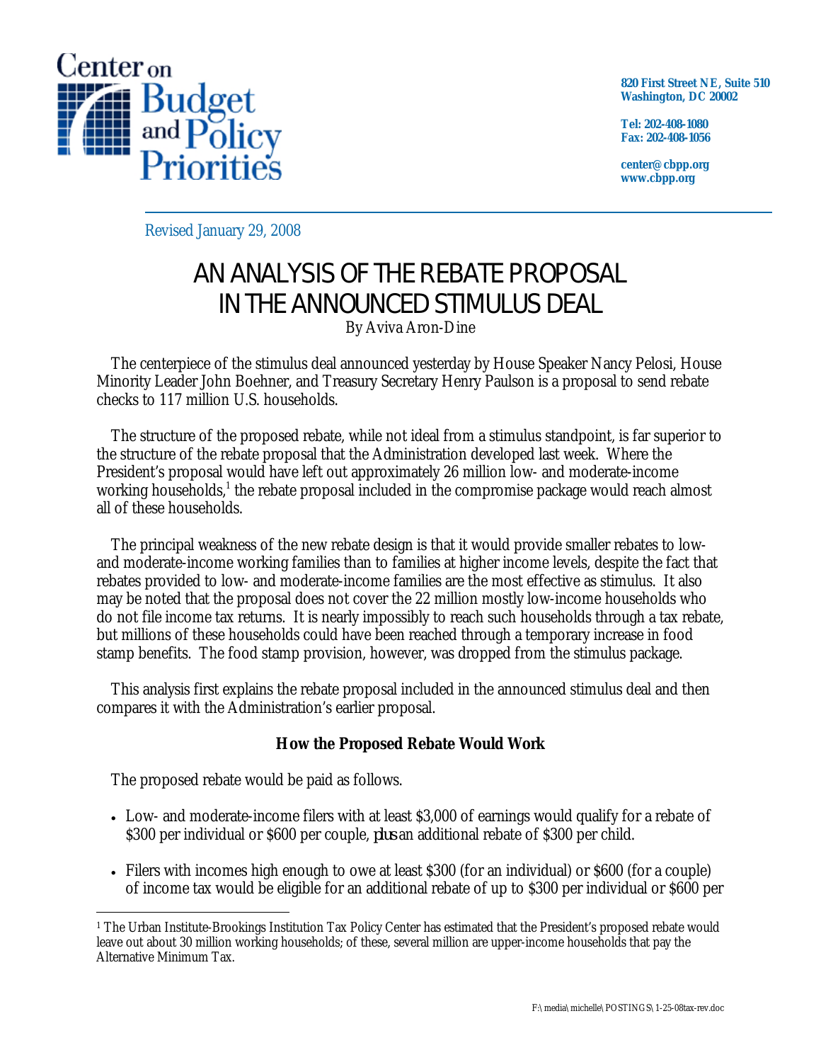Center on Budget and Policy Priorities

820 First Street NE, Suite 510
Washington, DC 20002

Tel: 202-408-1080
Fax: 202-408-1056

center@cbpp.org
www.cbpp.org

Revised January 29, 2008

# AN ANALYSIS OF THE REBATE PROPOSAL IN THE ANNOUNCED STIMULUS DEAL

By Aviva Aron-Dine

The centerpiece of the stimulus deal announced yesterday by House Speaker Nancy Pelosi, House Minority Leader John Boehner, and Treasury Secretary Henry Paulson is a proposal to send rebate checks to 117 million U.S. households.

The structure of the proposed rebate, while not ideal from a stimulus standpoint, is far superior to the structure of the rebate proposal that the Administration developed last week. Where the President's proposal would have left out approximately 26 million low- and moderate-income working households,[1] the rebate proposal included in the compromise package would reach almost all of these households.

The principal weakness of the new rebate design is that it would provide smaller rebates to low- and moderate-income working families than to families at higher income levels, despite the fact that rebates provided to low- and moderate-income families are the most effective as stimulus. It also may be noted that the proposal does not cover the 22 million mostly low-income households who do not file income tax returns. It is nearly impossibly to reach such households through a tax rebate, but millions of these households could have been reached through a temporary increase in food stamp benefits. The food stamp provision, however, was dropped from the stimulus package.

This analysis first explains the rebate proposal included in the announced stimulus deal and then compares it with the Administration's earlier proposal.

### How the Proposed Rebate Would Work

The proposed rebate would be paid as follows.

- Low- and moderate-income filers with at least $3,000 of earnings would qualify for a rebate of $300 per individual or $600 per couple, *plus* an additional rebate of $300 per child.
- Filers with incomes high enough to owe at least $300 (for an individual) or $600 (for a couple) of income tax would be eligible for an additional rebate of up to $300 per individual or $600 per

[1] The Urban Institute-Brookings Institution Tax Policy Center has estimated that the President's proposed rebate would leave out about 30 million working households; of these, several million are upper-income households that pay the Alternative Minimum Tax.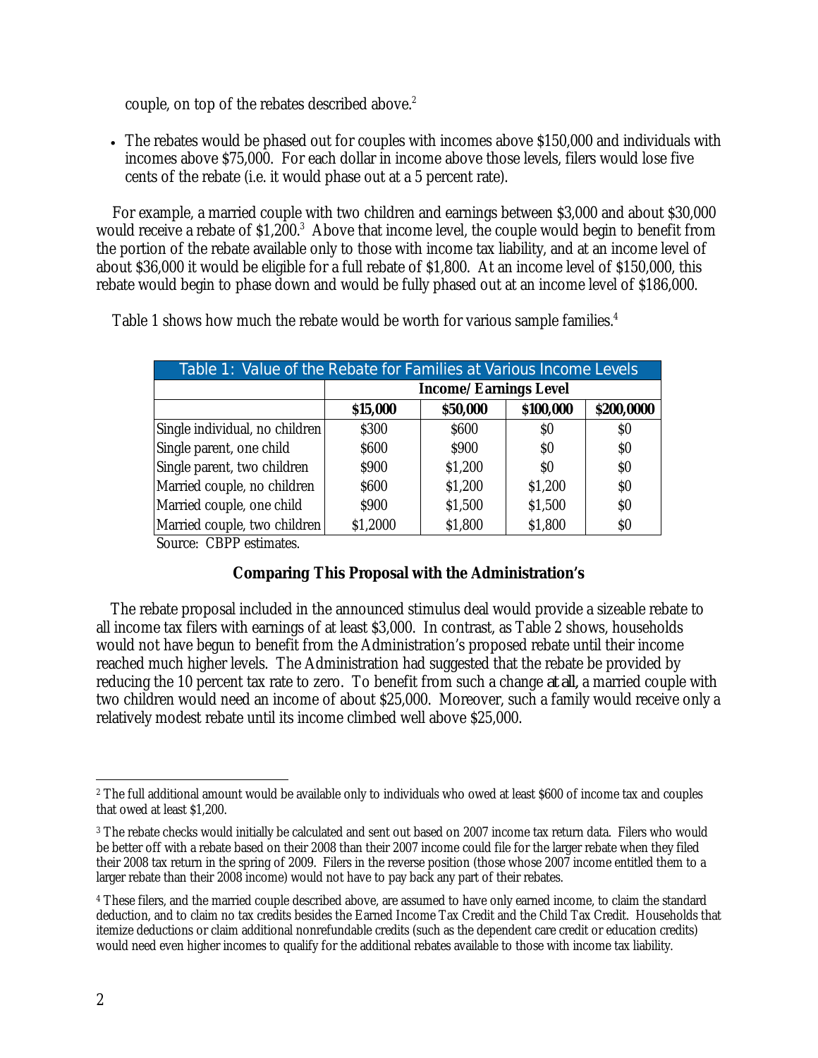couple, on top of the rebates described above.[2]

- The rebates would be phased out for couples with incomes above $150,000 and individuals with incomes above $75,000. For each dollar in income above those levels, filers would lose five cents of the rebate (i.e. it would phase out at a 5 percent rate).

For example, a married couple with two children and earnings between $3,000 and about $30,000 would receive a rebate of $1,200.[3] Above that income level, the couple would begin to benefit from the portion of the rebate available only to those with income tax liability, and at an income level of about $36,000 it would be eligible for a full rebate of $1,800. At an income level of $150,000, this rebate would begin to phase down and would be fully phased out at an income level of $186,000.

Table 1 shows how much the rebate would be worth for various sample families.[4]

**Table 1: Value of the Rebate for Families at Various Income Levels**

| | **Income/Earnings Level** | | | |
|---|---|---|---|---|
| | **$15,000** | **$50,000** | **$100,000** | **$200,0000** |
| Single individual, no children | $300 | $600 | $0 | $0 |
| Single parent, one child | $600 | $900 | $0 | $0 |
| Single parent, two children | $900 | $1,200 | $0 | $0 |
| Married couple, no children | $600 | $1,200 | $1,200 | $0 |
| Married couple, one child | $900 | $1,500 | $1,500 | $0 |
| Married couple, two children | $1,2000 | $1,800 | $1,800 | $0 |

Source: CBPP estimates.

### Comparing This Proposal with the Administration's

The rebate proposal included in the announced stimulus deal would provide a sizeable rebate to all income tax filers with earnings of at least $3,000. In contrast, as Table 2 shows, households would not have begun to benefit from the Administration's proposed rebate until their income reached much higher levels. The Administration had suggested that the rebate be provided by reducing the 10 percent tax rate to zero. To benefit from such a change *at all*, a married couple with two children would need an income of about $25,000. Moreover, such a family would receive only a relatively modest rebate until its income climbed well above $25,000.

---

[2] The full additional amount would be available only to individuals who owed at least $600 of income tax and couples that owed at least $1,200.

[3] The rebate checks would initially be calculated and sent out based on 2007 income tax return data. Filers who would be better off with a rebate based on their 2008 than their 2007 income could file for the larger rebate when they filed their 2008 tax return in the spring of 2009. Filers in the reverse position (those whose 2007 income entitled them to a larger rebate than their 2008 income) would not have to pay back any part of their rebates.

[4] These filers, and the married couple described above, are assumed to have only earned income, to claim the standard deduction, and to claim no tax credits besides the Earned Income Tax Credit and the Child Tax Credit. Households that itemize deductions or claim additional nonrefundable credits (such as the dependent care credit or education credits) would need even higher incomes to qualify for the additional rebates available to those with income tax liability.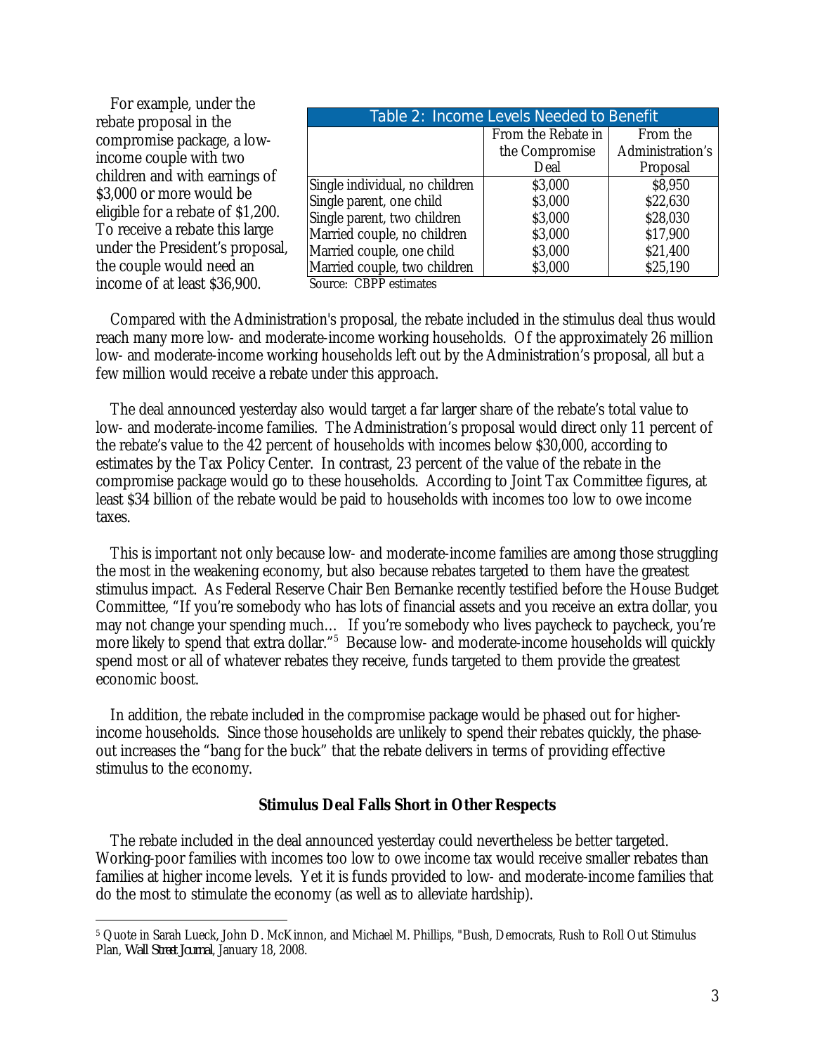For example, under the rebate proposal in the compromise package, a low-income couple with two children and with earnings of $3,000 or more would be eligible for a rebate of $1,200. To receive a rebate this large under the President's proposal, the couple would need an income of at least $36,900.

| Table 2: Income Levels Needed to Benefit | | |
|---|---|---|
| | From the Rebate in the Compromise Deal | From the Administration's Proposal |
| Single individual, no children | $3,000 | $8,950 |
| Single parent, one child | $3,000 | $22,630 |
| Single parent, two children | $3,000 | $28,030 |
| Married couple, no children | $3,000 | $17,900 |
| Married couple, one child | $3,000 | $21,400 |
| Married couple, two children | $3,000 | $25,190 |

Source: CBPP estimates

Compared with the Administration's proposal, the rebate included in the stimulus deal thus would reach many more low- and moderate-income working households. Of the approximately 26 million low- and moderate-income working households left out by the Administration's proposal, all but a few million would receive a rebate under this approach.

The deal announced yesterday also would target a far larger share of the rebate's total value to low- and moderate-income families. The Administration's proposal would direct only 11 percent of the rebate's value to the 42 percent of households with incomes below $30,000, according to estimates by the Tax Policy Center. In contrast, 23 percent of the value of the rebate in the compromise package would go to these households. According to Joint Tax Committee figures, at least $34 billion of the rebate would be paid to households with incomes too low to owe income taxes.

This is important not only because low- and moderate-income families are among those struggling the most in the weakening economy, but also because rebates targeted to them have the greatest stimulus impact. As Federal Reserve Chair Ben Bernanke recently testified before the House Budget Committee, "If you're somebody who has lots of financial assets and you receive an extra dollar, you may not change your spending much… If you're somebody who lives paycheck to paycheck, you're more likely to spend that extra dollar."[5] Because low- and moderate-income households will quickly spend most or all of whatever rebates they receive, funds targeted to them provide the greatest economic boost.

In addition, the rebate included in the compromise package would be phased out for higher-income households. Since those households are unlikely to spend their rebates quickly, the phase-out increases the "bang for the buck" that the rebate delivers in terms of providing effective stimulus to the economy.

**Stimulus Deal Falls Short in Other Respects**

The rebate included in the deal announced yesterday could nevertheless be better targeted. Working-poor families with incomes too low to owe income tax would receive smaller rebates than families at higher income levels. Yet it is funds provided to low- and moderate-income families that do the most to stimulate the economy (as well as to alleviate hardship).

[5] Quote in Sarah Lueck, John D. McKinnon, and Michael M. Phillips, "Bush, Democrats, Rush to Roll Out Stimulus Plan, *Wall Street Journal*, January 18, 2008.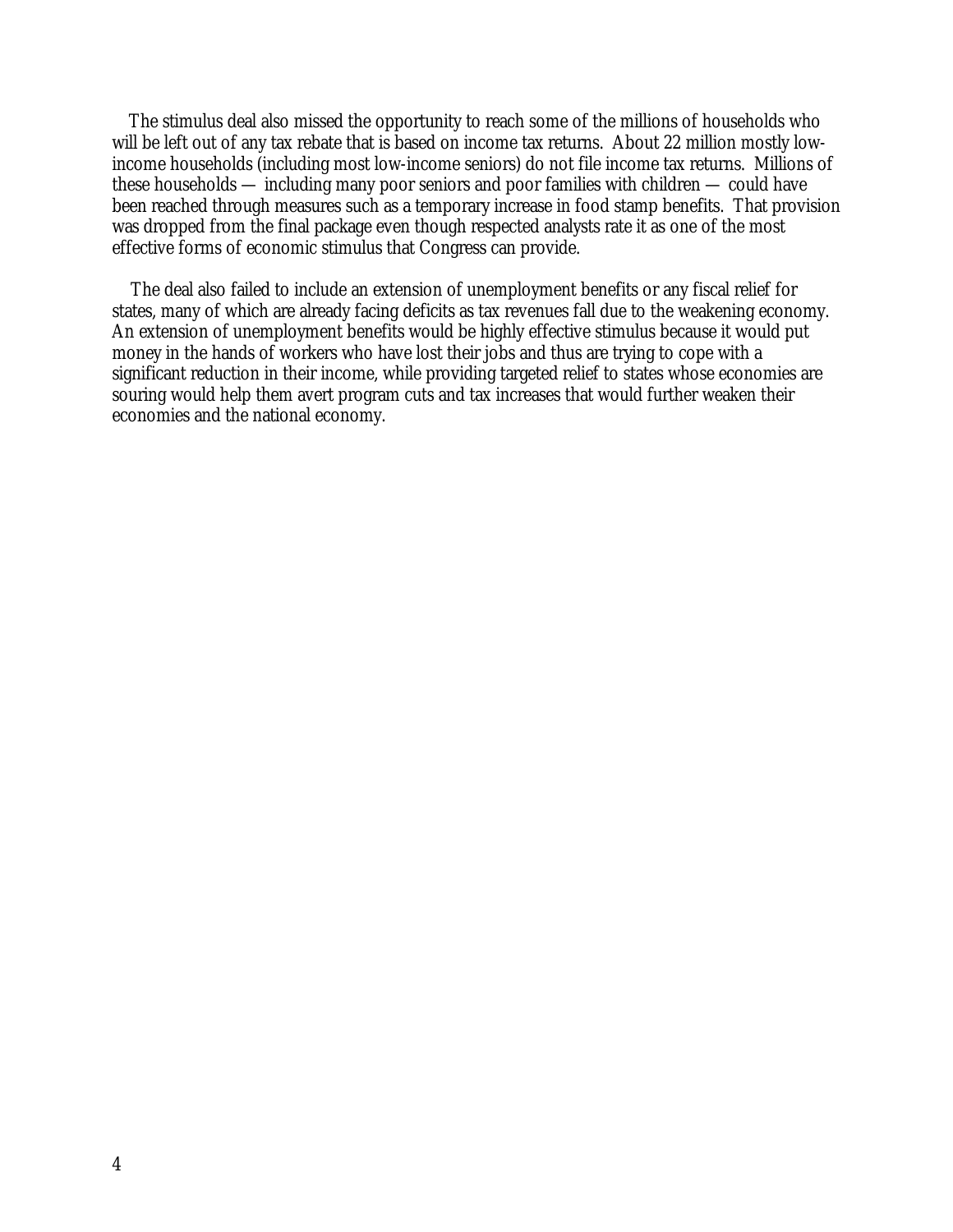The stimulus deal also missed the opportunity to reach some of the millions of households who will be left out of any tax rebate that is based on income tax returns. About 22 million mostly low-income households (including most low-income seniors) do not file income tax returns. Millions of these households — including many poor seniors and poor families with children — could have been reached through measures such as a temporary increase in food stamp benefits. That provision was dropped from the final package even though respected analysts rate it as one of the most effective forms of economic stimulus that Congress can provide.

The deal also failed to include an extension of unemployment benefits or any fiscal relief for states, many of which are already facing deficits as tax revenues fall due to the weakening economy. An extension of unemployment benefits would be highly effective stimulus because it would put money in the hands of workers who have lost their jobs and thus are trying to cope with a significant reduction in their income, while providing targeted relief to states whose economies are souring would help them avert program cuts and tax increases that would further weaken their economies and the national economy.